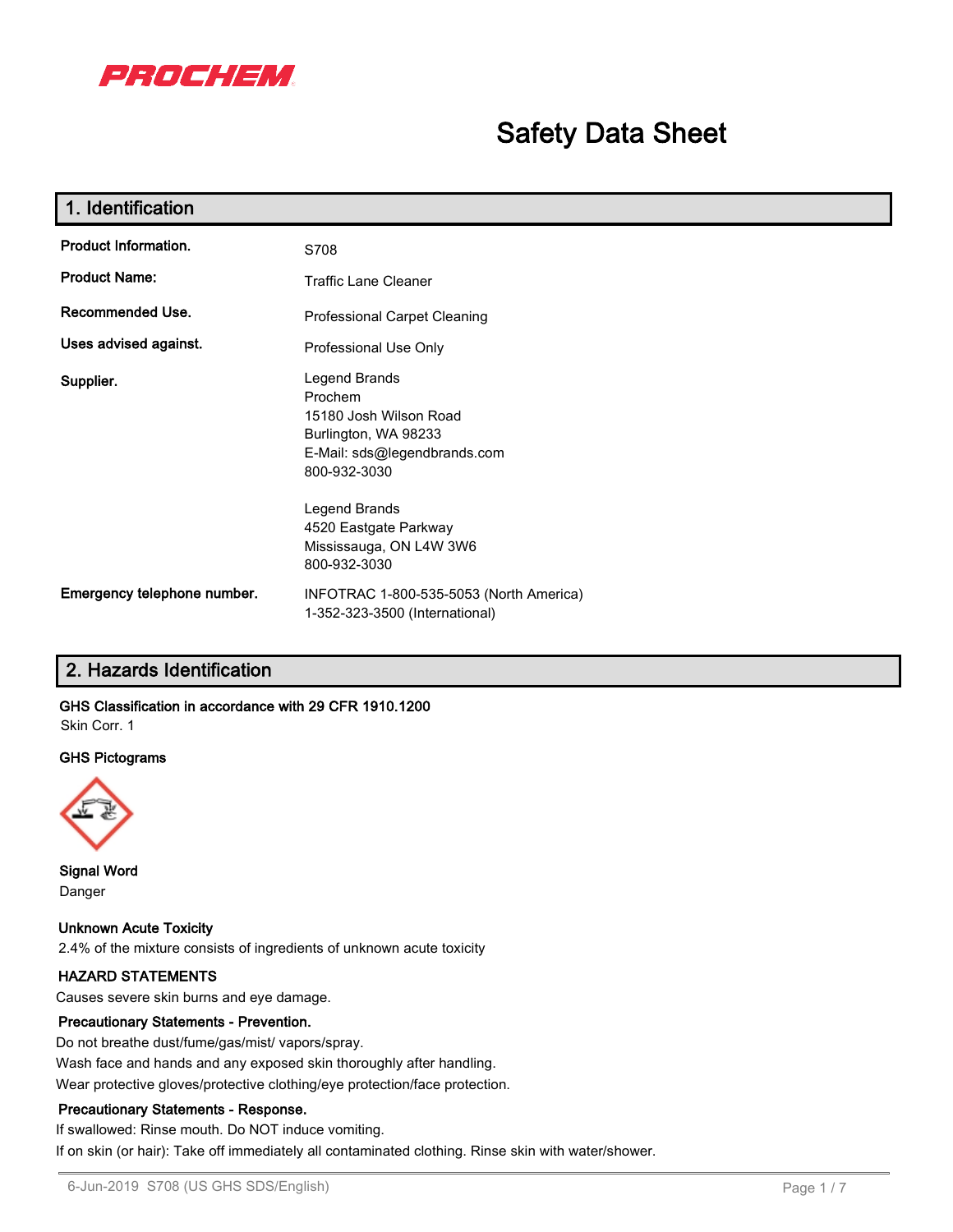PROCHEM

# Safety Data Sheet

## 1. Identification

**Product Information.** S708

**Product Name:** Traffic Lane Cleaner

**Recommended Use.** Professional Carpet Cleaning

**Uses advised against.** Professional Use Only

**Supplier.**
Legend Brands
Prochem
15180 Josh Wilson Road
Burlington, WA 98233
E-Mail: sds@legendbrands.com
800-932-3030

Legend Brands
4520 Eastgate Parkway
Mississauga, ON L4W 3W6
800-932-3030

**Emergency telephone number.**
INFOTRAC 1-800-535-5053 (North America)
1-352-323-3500 (International)

## 2. Hazards Identification

**GHS Classification in accordance with 29 CFR 1910.1200**

Skin Corr. 1

**GHS Pictograms**

**Signal Word**

Danger

**Unknown Acute Toxicity**

2.4% of the mixture consists of ingredients of unknown acute toxicity

**HAZARD STATEMENTS**

Causes severe skin burns and eye damage.

**Precautionary Statements - Prevention.**

Do not breathe dust/fume/gas/mist/ vapors/spray.
Wash face and hands and any exposed skin thoroughly after handling.
Wear protective gloves/protective clothing/eye protection/face protection.

**Precautionary Statements - Response.**

If swallowed: Rinse mouth. Do NOT induce vomiting.
If on skin (or hair): Take off immediately all contaminated clothing. Rinse skin with water/shower.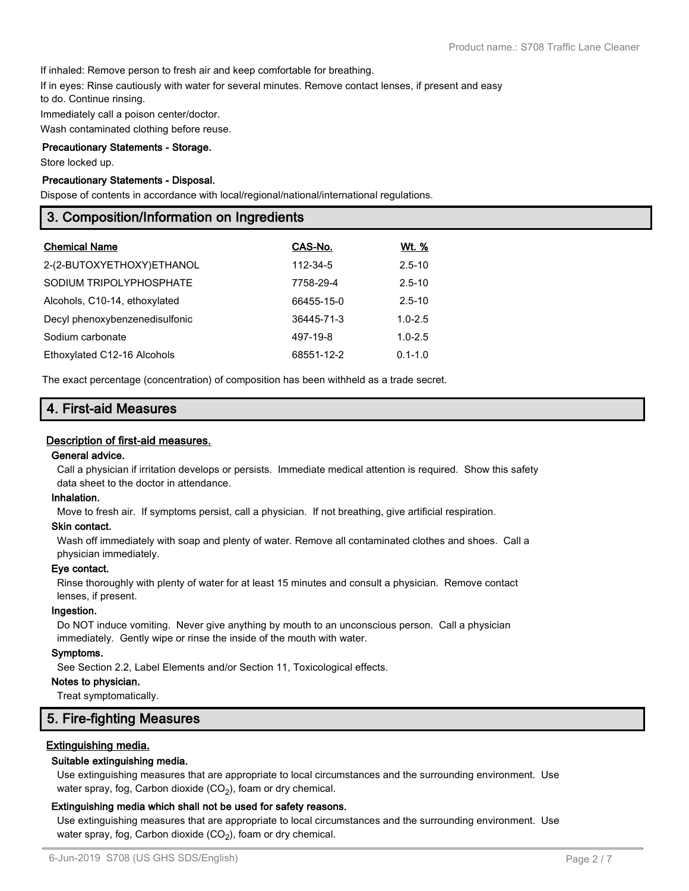If inhaled: Remove person to fresh air and keep comfortable for breathing.

If in eyes: Rinse cautiously with water for several minutes. Remove contact lenses, if present and easy to do. Continue rinsing.

Immediately call a poison center/doctor.

Wash contaminated clothing before reuse.

**Precautionary Statements - Storage.**

Store locked up.

**Precautionary Statements - Disposal.**

Dispose of contents in accordance with local/regional/national/international regulations.

## 3. Composition/Information on Ingredients

| Chemical Name | CAS-No. | Wt. % |
|---|---|---|
| 2-(2-BUTOXYETHOXY)ETHANOL | 112-34-5 | 2.5-10 |
| SODIUM TRIPOLYPHOSPHATE | 7758-29-4 | 2.5-10 |
| Alcohols, C10-14, ethoxylated | 66455-15-0 | 2.5-10 |
| Decyl phenoxybenzenedisulfonic | 36445-71-3 | 1.0-2.5 |
| Sodium carbonate | 497-19-8 | 1.0-2.5 |
| Ethoxylated C12-16 Alcohols | 68551-12-2 | 0.1-1.0 |

The exact percentage (concentration) of composition has been withheld as a trade secret.

## 4. First-aid Measures

### Description of first-aid measures.

**General advice.**

Call a physician if irritation develops or persists. Immediate medical attention is required. Show this safety data sheet to the doctor in attendance.

**Inhalation.**

Move to fresh air. If symptoms persist, call a physician. If not breathing, give artificial respiration.

**Skin contact.**

Wash off immediately with soap and plenty of water. Remove all contaminated clothes and shoes. Call a physician immediately.

**Eye contact.**

Rinse thoroughly with plenty of water for at least 15 minutes and consult a physician. Remove contact lenses, if present.

**Ingestion.**

Do NOT induce vomiting. Never give anything by mouth to an unconscious person. Call a physician immediately. Gently wipe or rinse the inside of the mouth with water.

**Symptoms.**

See Section 2.2, Label Elements and/or Section 11, Toxicological effects.

**Notes to physician.**

Treat symptomatically.

## 5. Fire-fighting Measures

### Extinguishing media.

**Suitable extinguishing media.**

Use extinguishing measures that are appropriate to local circumstances and the surrounding environment. Use water spray, fog, Carbon dioxide ($CO_2$), foam or dry chemical.

**Extinguishing media which shall not be used for safety reasons.**

Use extinguishing measures that are appropriate to local circumstances and the surrounding environment. Use water spray, fog, Carbon dioxide ($CO_2$), foam or dry chemical.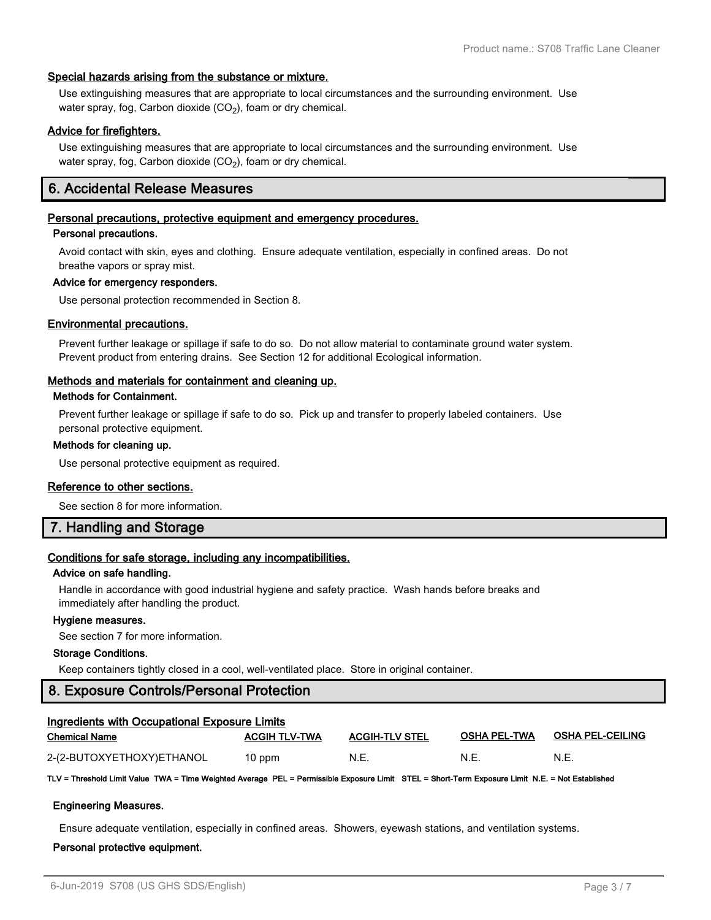#### Special hazards arising from the substance or mixture.

Use extinguishing measures that are appropriate to local circumstances and the surrounding environment. Use water spray, fog, Carbon dioxide ($CO_2$), foam or dry chemical.

#### Advice for firefighters.

Use extinguishing measures that are appropriate to local circumstances and the surrounding environment. Use water spray, fog, Carbon dioxide ($CO_2$), foam or dry chemical.

## 6. Accidental Release Measures

#### Personal precautions, protective equipment and emergency procedures.

**Personal precautions.**

Avoid contact with skin, eyes and clothing. Ensure adequate ventilation, especially in confined areas. Do not breathe vapors or spray mist.

**Advice for emergency responders.**

Use personal protection recommended in Section 8.

#### Environmental precautions.

Prevent further leakage or spillage if safe to do so. Do not allow material to contaminate ground water system. Prevent product from entering drains. See Section 12 for additional Ecological information.

#### Methods and materials for containment and cleaning up.

**Methods for Containment.**

Prevent further leakage or spillage if safe to do so. Pick up and transfer to properly labeled containers. Use personal protective equipment.

**Methods for cleaning up.**

Use personal protective equipment as required.

#### Reference to other sections.

See section 8 for more information.

## 7. Handling and Storage

#### Conditions for safe storage, including any incompatibilities.

**Advice on safe handling.**

Handle in accordance with good industrial hygiene and safety practice. Wash hands before breaks and immediately after handling the product.

**Hygiene measures.**

See section 7 for more information.

**Storage Conditions.**

Keep containers tightly closed in a cool, well-ventilated place. Store in original container.

## 8. Exposure Controls/Personal Protection

#### Ingredients with Occupational Exposure Limits

| Chemical Name | ACGIH TLV-TWA | ACGIH-TLV STEL | OSHA PEL-TWA | OSHA PEL-CEILING |
|---|---|---|---|---|
| 2-(2-BUTOXYETHOXY)ETHANOL | 10 ppm | N.E. | N.E. | N.E. |

**TLV = Threshold Limit Value TWA = Time Weighted Average PEL = Permissible Exposure Limit STEL = Short-Term Exposure Limit N.E. = Not Established**

**Engineering Measures.**

Ensure adequate ventilation, especially in confined areas. Showers, eyewash stations, and ventilation systems.

**Personal protective equipment.**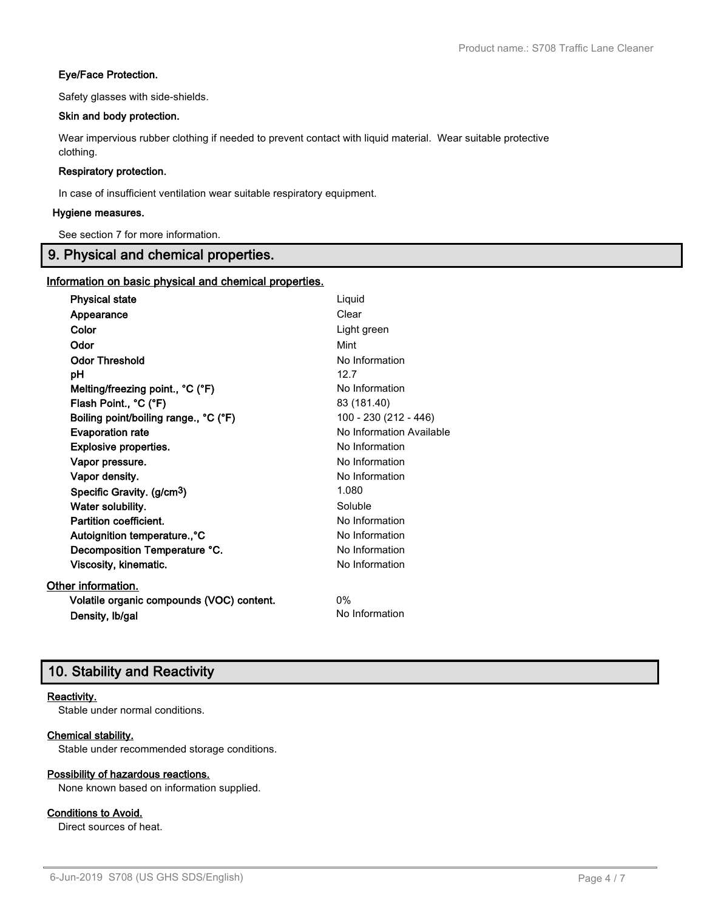**Eye/Face Protection.**

Safety glasses with side-shields.

**Skin and body protection.**

Wear impervious rubber clothing if needed to prevent contact with liquid material. Wear suitable protective clothing.

**Respiratory protection.**

In case of insufficient ventilation wear suitable respiratory equipment.

**Hygiene measures.**

See section 7 for more information.

## 9. Physical and chemical properties.

**Information on basic physical and chemical properties.**

| Property | Value |
|---|---|
| **Physical state** | Liquid |
| **Appearance** | Clear |
| **Color** | Light green |
| **Odor** | Mint |
| **Odor Threshold** | No Information |
| **pH** | 12.7 |
| **Melting/freezing point., °C (°F)** | No Information |
| **Flash Point., °C (°F)** | 83 (181.40) |
| **Boiling point/boiling range., °C (°F)** | 100 - 230 (212 - 446) |
| **Evaporation rate** | No Information Available |
| **Explosive properties.** | No Information |
| **Vapor pressure.** | No Information |
| **Vapor density.** | No Information |
| **Specific Gravity. ($g/cm^3$)** | 1.080 |
| **Water solubility.** | Soluble |
| **Partition coefficient.** | No Information |
| **Autoignition temperature.,°C** | No Information |
| **Decomposition Temperature °C.** | No Information |
| **Viscosity, kinematic.** | No Information |

**Other information.**

| Property | Value |
|---|---|
| **Volatile organic compounds (VOC) content.** | 0% |
| **Density, lb/gal** | No Information |

## 10. Stability and Reactivity

**Reactivity.**

Stable under normal conditions.

**Chemical stability.**

Stable under recommended storage conditions.

**Possibility of hazardous reactions.**

None known based on information supplied.

**Conditions to Avoid.**

Direct sources of heat.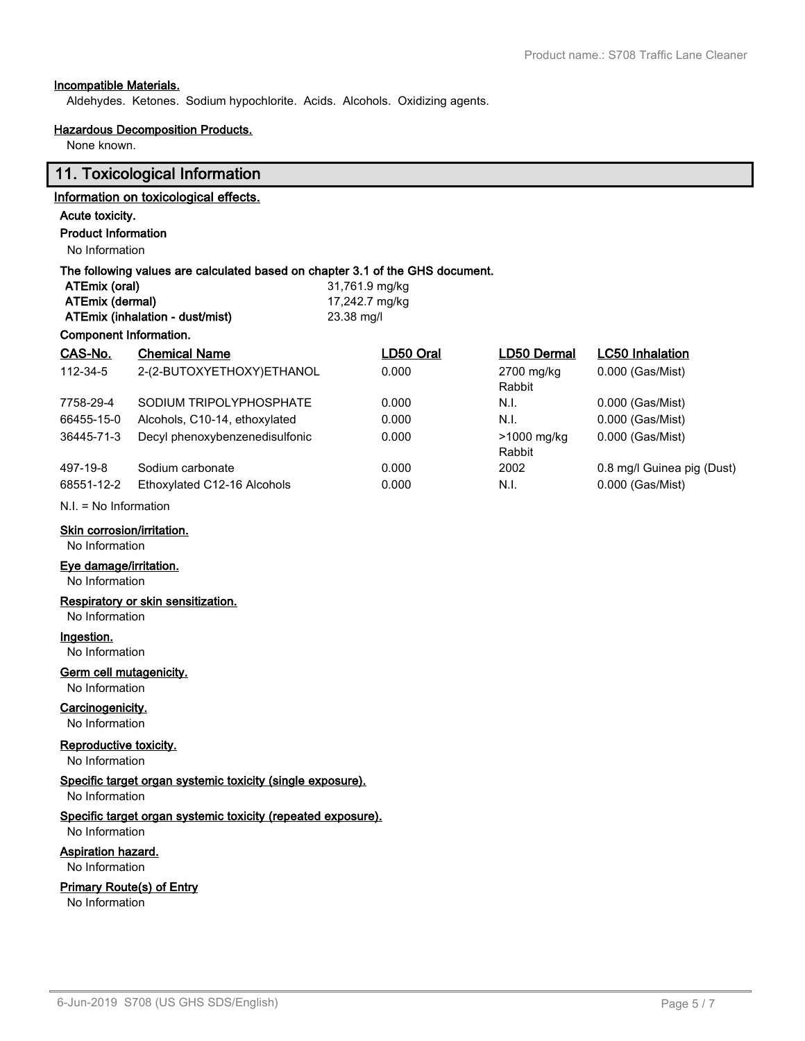#### Incompatible Materials.

Aldehydes. Ketones. Sodium hypochlorite. Acids. Alcohols. Oxidizing agents.

#### Hazardous Decomposition Products.

None known.

## 11. Toxicological Information

#### Information on toxicological effects.

**Acute toxicity.**

**Product Information**

No Information

**The following values are calculated based on chapter 3.1 of the GHS document.**

| | |
|---|---|
| **ATEmix (oral)** | 31,761.9 mg/kg |
| **ATEmix (dermal)** | 17,242.7 mg/kg |
| **ATEmix (inhalation - dust/mist)** | 23.38 mg/l |

**Component Information.**

| CAS-No. | Chemical Name | LD50 Oral | LD50 Dermal | LC50 Inhalation |
|---|---|---|---|---|
| 112-34-5 | 2-(2-BUTOXYETHOXY)ETHANOL | 0.000 | 2700 mg/kg Rabbit | 0.000 (Gas/Mist) |
| 7758-29-4 | SODIUM TRIPOLYPHOSPHATE | 0.000 | N.I. | 0.000 (Gas/Mist) |
| 66455-15-0 | Alcohols, C10-14, ethoxylated | 0.000 | N.I. | 0.000 (Gas/Mist) |
| 36445-71-3 | Decyl phenoxybenzenedisulfonic | 0.000 | >1000 mg/kg Rabbit | 0.000 (Gas/Mist) |
| 497-19-8 | Sodium carbonate | 0.000 | 2002 | 0.8 mg/l Guinea pig (Dust) |
| 68551-12-2 | Ethoxylated C12-16 Alcohols | 0.000 | N.I. | 0.000 (Gas/Mist) |

N.I. = No Information

#### Skin corrosion/irritation.

No Information

#### Eye damage/irritation.

No Information

#### Respiratory or skin sensitization.

No Information

#### Ingestion.

No Information

#### Germ cell mutagenicity.

No Information

#### Carcinogenicity.

No Information

#### Reproductive toxicity.

No Information

#### Specific target organ systemic toxicity (single exposure).

No Information

#### Specific target organ systemic toxicity (repeated exposure).

No Information

#### Aspiration hazard.

No Information

#### Primary Route(s) of Entry

No Information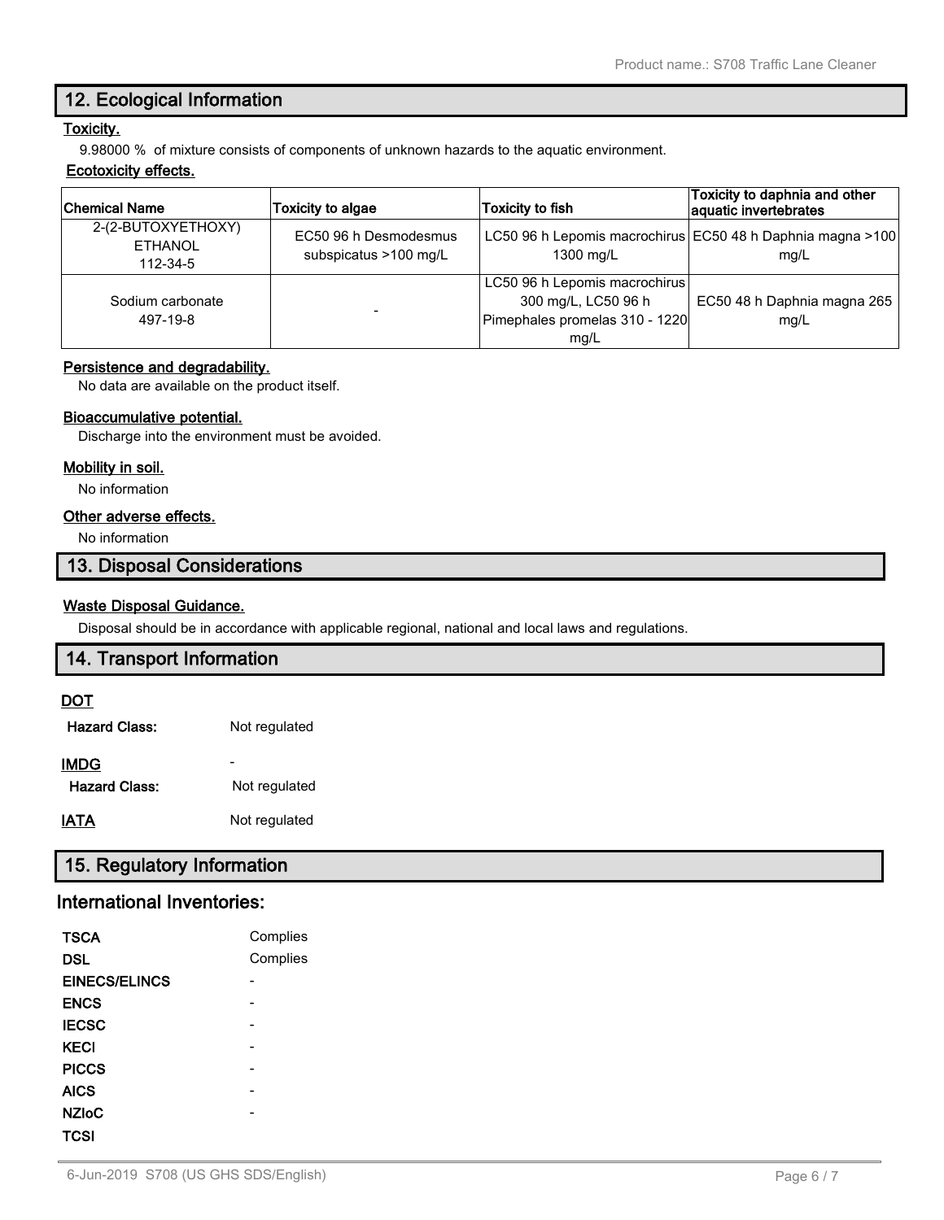## 12. Ecological Information

### Toxicity.

9.98000 % of mixture consists of components of unknown hazards to the aquatic environment.

### Ecotoxicity effects.

| Chemical Name | Toxicity to algae | Toxicity to fish | Toxicity to daphnia and other aquatic invertebrates |
|---|---|---|---|
| 2-(2-BUTOXYETHOXY) ETHANOL 112-34-5 | EC50 96 h Desmodesmus subspicatus >100 mg/L | LC50 96 h Lepomis macrochirus 1300 mg/L | EC50 48 h Daphnia magna >100 mg/L |
| Sodium carbonate 497-19-8 | - | LC50 96 h Lepomis macrochirus 300 mg/L, LC50 96 h Pimephales promelas 310 - 1220 mg/L | EC50 48 h Daphnia magna 265 mg/L |

### Persistence and degradability.

No data are available on the product itself.

### Bioaccumulative potential.

Discharge into the environment must be avoided.

### Mobility in soil.

No information

### Other adverse effects.

No information

## 13. Disposal Considerations

### Waste Disposal Guidance.

Disposal should be in accordance with applicable regional, national and local laws and regulations.

## 14. Transport Information

**DOT**

**Hazard Class:** Not regulated

**IMDG** -

**Hazard Class:** Not regulated

**IATA** Not regulated

## 15. Regulatory Information

## International Inventories:

| | |
|---|---|
| **TSCA** | Complies |
| **DSL** | Complies |
| **EINECS/ELINCS** | - |
| **ENCS** | - |
| **IECSC** | - |
| **KECI** | - |
| **PICCS** | - |
| **AICS** | - |
| **NZIoC** | - |
| **TCSI** | |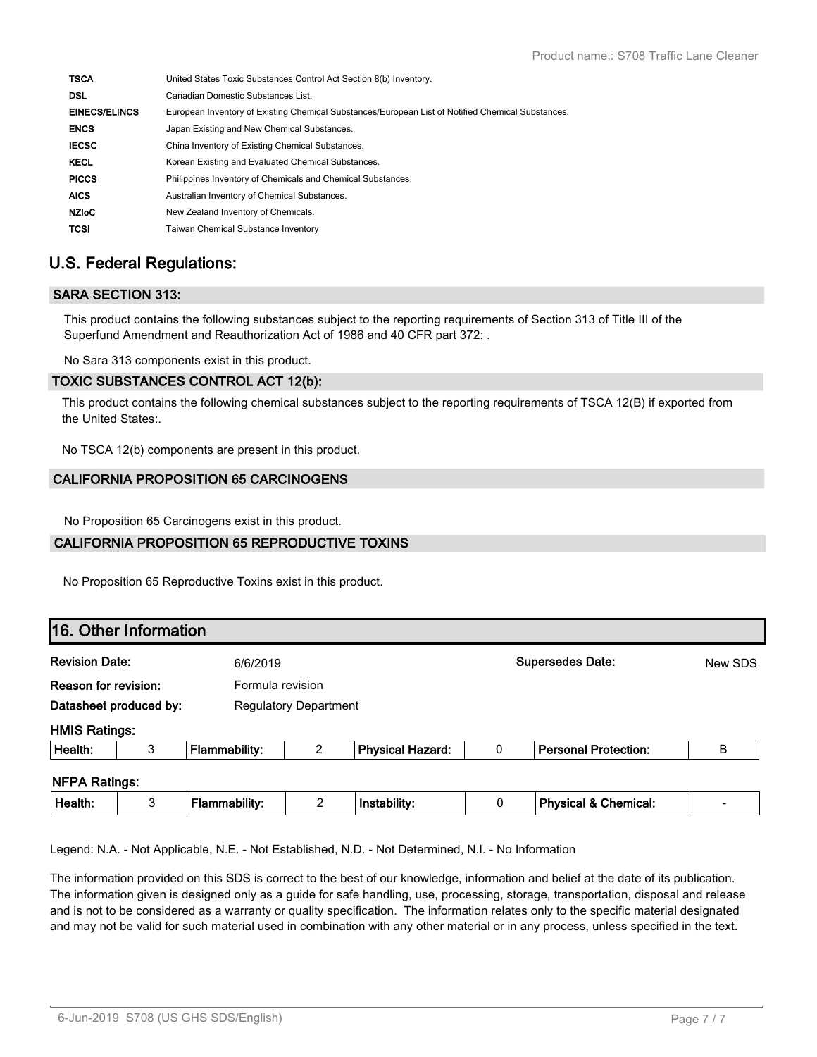| | |
|---|---|
| **TSCA** | United States Toxic Substances Control Act Section 8(b) Inventory. |
| **DSL** | Canadian Domestic Substances List. |
| **EINECS/ELINCS** | European Inventory of Existing Chemical Substances/European List of Notified Chemical Substances. |
| **ENCS** | Japan Existing and New Chemical Substances. |
| **IECSC** | China Inventory of Existing Chemical Substances. |
| **KECL** | Korean Existing and Evaluated Chemical Substances. |
| **PICCS** | Philippines Inventory of Chemicals and Chemical Substances. |
| **AICS** | Australian Inventory of Chemical Substances. |
| **NZIoC** | New Zealand Inventory of Chemicals. |
| **TCSI** | Taiwan Chemical Substance Inventory |

## U.S. Federal Regulations:

### SARA SECTION 313:

This product contains the following substances subject to the reporting requirements of Section 313 of Title III of the Superfund Amendment and Reauthorization Act of 1986 and 40 CFR part 372: .

No Sara 313 components exist in this product.

### TOXIC SUBSTANCES CONTROL ACT 12(b):

This product contains the following chemical substances subject to the reporting requirements of TSCA 12(B) if exported from the United States:.

No TSCA 12(b) components are present in this product.

### CALIFORNIA PROPOSITION 65 CARCINOGENS

No Proposition 65 Carcinogens exist in this product.

### CALIFORNIA PROPOSITION 65 REPRODUCTIVE TOXINS

No Proposition 65 Reproductive Toxins exist in this product.

# 16. Other Information

**Revision Date:** 6/6/2019

**Supersedes Date:** New SDS

**Reason for revision:** Formula revision

**Datasheet produced by:** Regulatory Department

**HMIS Ratings:**

| | | | | | | | |
|---|---|---|---|---|---|---|---|
| **Health:** | 3 | **Flammability:** | 2 | **Physical Hazard:** | 0 | **Personal Protection:** | B |

**NFPA Ratings:**

| | | | | | | | |
|---|---|---|---|---|---|---|---|
| **Health:** | 3 | **Flammability:** | 2 | **Instability:** | 0 | **Physical & Chemical:** | - |

Legend: N.A. - Not Applicable, N.E. - Not Established, N.D. - Not Determined, N.I. - No Information

The information provided on this SDS is correct to the best of our knowledge, information and belief at the date of its publication. The information given is designed only as a guide for safe handling, use, processing, storage, transportation, disposal and release and is not to be considered as a warranty or quality specification. The information relates only to the specific material designated and may not be valid for such material used in combination with any other material or in any process, unless specified in the text.